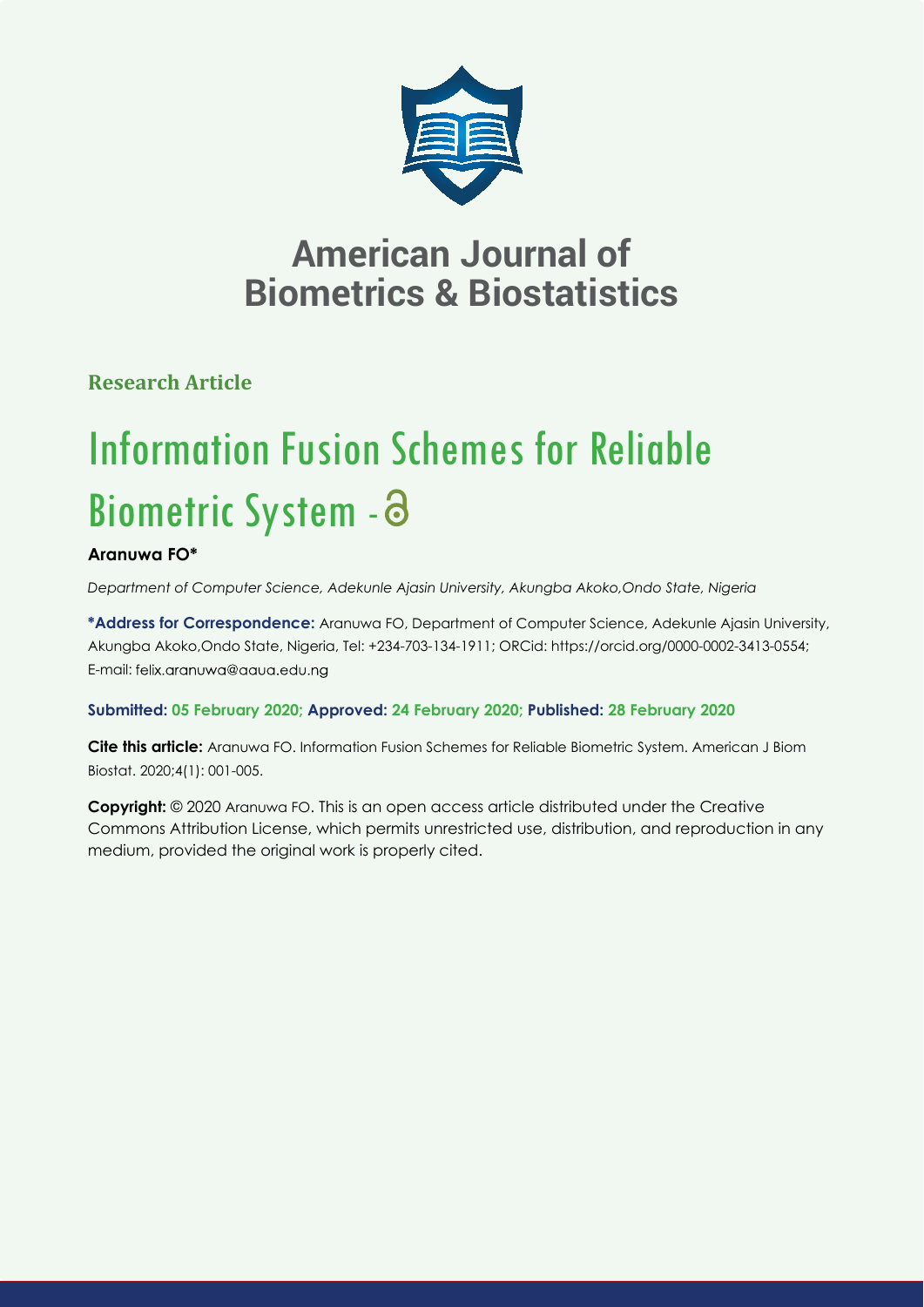# American Journal of Biometrics & Biostatistics

**Research Article**

# Information Fusion Schemes for Reliable Biometric System - 

**Aranuwa FO***

*Department of Computer Science, Adekunle Ajasin University, Akungba Akoko,Ondo State, Nigeria*

**\*Address for Correspondence:** Aranuwa FO, Department of Computer Science, Adekunle Ajasin University, Akungba Akoko,Ondo State, Nigeria, Tel: +234-703-134-1911; ORCid: https://orcid.org/0000-0002-3413-0554; E-mail: felix.aranuwa@aaua.edu.ng

**Submitted: 05 February 2020; Approved: 24 February 2020; Published: 28 February 2020**

**Cite this article:** Aranuwa FO. Information Fusion Schemes for Reliable Biometric System. American J Biom Biostat. 2020;4(1): 001-005.

**Copyright:** © 2020 Aranuwa FO. This is an open access article distributed under the Creative Commons Attribution License, which permits unrestricted use, distribution, and reproduction in any medium, provided the original work is properly cited.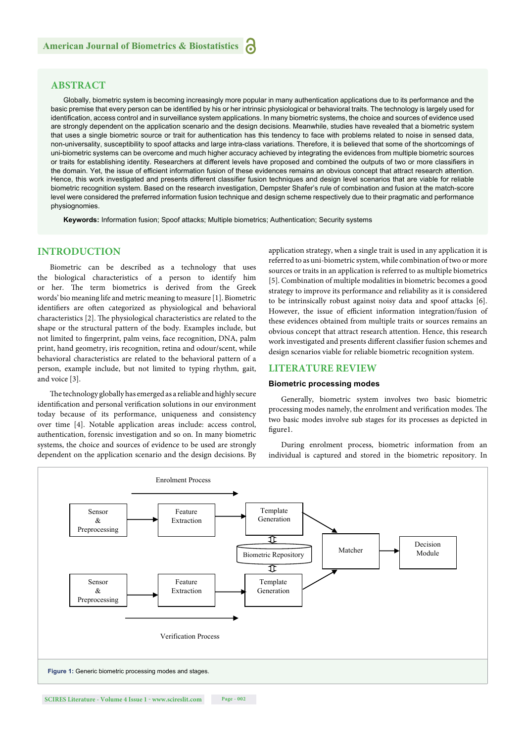## ABSTRACT

Globally, biometric system is becoming increasingly more popular in many authentication applications due to its performance and the basic premise that every person can be identified by his or her intrinsic physiological or behavioral traits. The technology is largely used for identification, access control and in surveillance system applications. In many biometric systems, the choice and sources of evidence used are strongly dependent on the application scenario and the design decisions. Meanwhile, studies have revealed that a biometric system that uses a single biometric source or trait for authentication has this tendency to face with problems related to noise in sensed data, non-universality, susceptibility to spoof attacks and large intra-class variations. Therefore, it is believed that some of the shortcomings of uni-biometric systems can be overcome and much higher accuracy achieved by integrating the evidences from multiple biometric sources or traits for establishing identity. Researchers at different levels have proposed and combined the outputs of two or more classifiers in the domain. Yet, the issue of efficient information fusion of these evidences remains an obvious concept that attract research attention. Hence, this work investigated and presents different classifier fusion techniques and design level scenarios that are viable for reliable biometric recognition system. Based on the research investigation, Dempster Shafer's rule of combination and fusion at the match-score level were considered the preferred information fusion technique and design scheme respectively due to their pragmatic and performance physiognomies.

**Keywords:** Information fusion; Spoof attacks; Multiple biometrics; Authentication; Security systems

## INTRODUCTION

Biometric can be described as a technology that uses the biological characteristics of a person to identify him or her. The term biometrics is derived from the Greek words' bio meaning life and metric meaning to measure [1]. Biometric identifiers are often categorized as physiological and behavioral characteristics [2]. The physiological characteristics are related to the shape or the structural pattern of the body. Examples include, but not limited to fingerprint, palm veins, face recognition, DNA, palm print, hand geometry, iris recognition, retina and odour/scent, while behavioral characteristics are related to the behavioral pattern of a person, example include, but not limited to typing rhythm, gait, and voice [3].

The technology globally has emerged as a reliable and highly secure identification and personal verification solutions in our environment today because of its performance, uniqueness and consistency over time [4]. Notable application areas include: access control, authentication, forensic investigation and so on. In many biometric systems, the choice and sources of evidence to be used are strongly dependent on the application scenario and the design decisions. By application strategy, when a single trait is used in any application it is referred to as uni-biometric system, while combination of two or more sources or traits in an application is referred to as multiple biometrics [5]. Combination of multiple modalities in biometric becomes a good strategy to improve its performance and reliability as it is considered to be intrinsically robust against noisy data and spoof attacks [6]. However, the issue of efficient information integration/fusion of these evidences obtained from multiple traits or sources remains an obvious concept that attract research attention. Hence, this research work investigated and presents different classifier fusion schemes and design scenarios viable for reliable biometric recognition system.

## LITERATURE REVIEW

### Biometric processing modes

Generally, biometric system involves two basic biometric processing modes namely, the enrolment and verification modes. The two basic modes involve sub stages for its processes as depicted in figure1.

During enrolment process, biometric information from an individual is captured and stored in the biometric repository. In

Enrolment Process: Sensor & Preprocessing → Feature Extraction → Template Generation ⇕ Biometric Repository ⇕ Template Generation ← Feature Extraction ← Sensor & Preprocessing (Verification Process); both Template Generation → Matcher → Decision Module

**Figure 1:** Generic biometric processing modes and stages.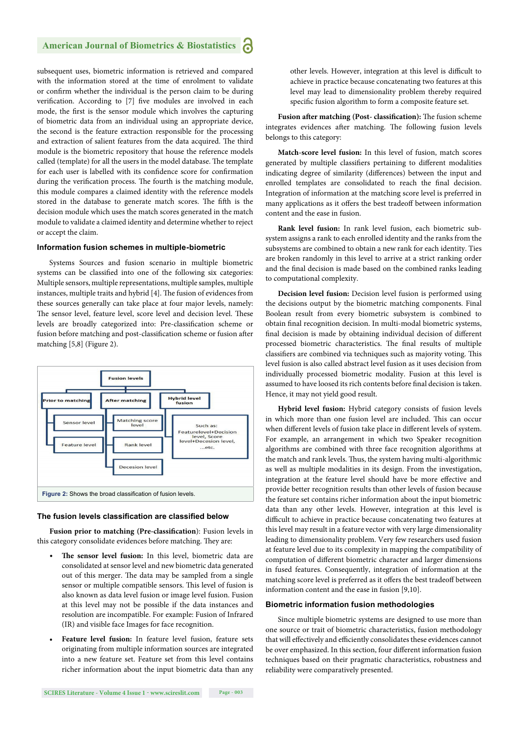subsequent uses, biometric information is retrieved and compared with the information stored at the time of enrolment to validate or confirm whether the individual is the person claim to be during verification. According to [7] five modules are involved in each mode, the first is the sensor module which involves the capturing of biometric data from an individual using an appropriate device, the second is the feature extraction responsible for the processing and extraction of salient features from the data acquired. The third module is the biometric repository that house the reference models called (template) for all the users in the model database. The template for each user is labelled with its confidence score for confirmation during the verification process. The fourth is the matching module, this module compares a claimed identity with the reference models stored in the database to generate match scores. The fifth is the decision module which uses the match scores generated in the match module to validate a claimed identity and determine whether to reject or accept the claim.

### Information fusion schemes in multiple-biometric

Systems Sources and fusion scenario in multiple biometric systems can be classified into one of the following six categories: Multiple sensors, multiple representations, multiple samples, multiple instances, multiple traits and hybrid [4]. The fusion of evidences from these sources generally can take place at four major levels, namely: The sensor level, feature level, score level and decision level. These levels are broadly categorized into: Pre-classification scheme or fusion before matching and post-classification scheme or fusion after matching [5,8] (Figure 2).

Fusion levels
- Prior to matching
  - Sensor level
  - Feature level
- After matching
  - Matching score level
  - Rank level
  - Decesion level
- Hybrid level fusion
  - Such as: Featurelevel+Decision level, Score level+Decesion level, ...etc.

**Figure 2:** Shows the broad classification of fusion levels.

### The fusion levels classification are classified below

**Fusion prior to matching (Pre-classification)**: Fusion levels in this category consolidate evidences before matching. They are:

- **The sensor level fusion:** In this level, biometric data are consolidated at sensor level and new biometric data generated out of this merger. The data may be sampled from a single sensor or multiple compatible sensors. This level of fusion is also known as data level fusion or image level fusion. Fusion at this level may not be possible if the data instances and resolution are incompatible. For example: Fusion of Infrared (IR) and visible face Images for face recognition.

- **Feature level fusion:** In feature level fusion, feature sets originating from multiple information sources are integrated into a new feature set. Feature set from this level contains richer information about the input biometric data than any other levels. However, integration at this level is difficult to achieve in practice because concatenating two features at this level may lead to dimensionality problem thereby required specific fusion algorithm to form a composite feature set.

**Fusion after matching (Post- classification):** The fusion scheme integrates evidences after matching. The following fusion levels belongs to this category:

**Match-score level fusion:** In this level of fusion, match scores generated by multiple classifiers pertaining to different modalities indicating degree of similarity (differences) between the input and enrolled templates are consolidated to reach the final decision. Integration of information at the matching score level is preferred in many applications as it offers the best tradeoff between information content and the ease in fusion.

**Rank level fusion:** In rank level fusion, each biometric sub-system assigns a rank to each enrolled identity and the ranks from the subsystems are combined to obtain a new rank for each identity. Ties are broken randomly in this level to arrive at a strict ranking order and the final decision is made based on the combined ranks leading to computational complexity.

**Decision level fusion:** Decision level fusion is performed using the decisions output by the biometric matching components. Final Boolean result from every biometric subsystem is combined to obtain final recognition decision. In multi-modal biometric systems, final decision is made by obtaining individual decision of different processed biometric characteristics. The final results of multiple classifiers are combined via techniques such as majority voting. This level fusion is also called abstract level fusion as it uses decision from individually processed biometric modality. Fusion at this level is assumed to have loosed its rich contents before final decision is taken. Hence, it may not yield good result.

**Hybrid level fusion:** Hybrid category consists of fusion levels in which more than one fusion level are included. This can occur when different levels of fusion take place in different levels of system. For example, an arrangement in which two Speaker recognition algorithms are combined with three face recognition algorithms at the match and rank levels. Thus, the system having multi-algorithmic as well as multiple modalities in its design. From the investigation, integration at the feature level should have be more effective and provide better recognition results than other levels of fusion because the feature set contains richer information about the input biometric data than any other levels. However, integration at this level is difficult to achieve in practice because concatenating two features at this level may result in a feature vector with very large dimensionality leading to dimensionality problem. Very few researchers used fusion at feature level due to its complexity in mapping the compatibility of computation of different biometric character and larger dimensions in fused features. Consequently, integration of information at the matching score level is preferred as it offers the best tradeoff between information content and the ease in fusion [9,10].

### Biometric information fusion methodologies

Since multiple biometric systems are designed to use more than one source or trait of biometric characteristics, fusion methodology that will effectively and efficiently consolidates these evidences cannot be over emphasized. In this section, four different information fusion techniques based on their pragmatic characteristics, robustness and reliability were comparatively presented.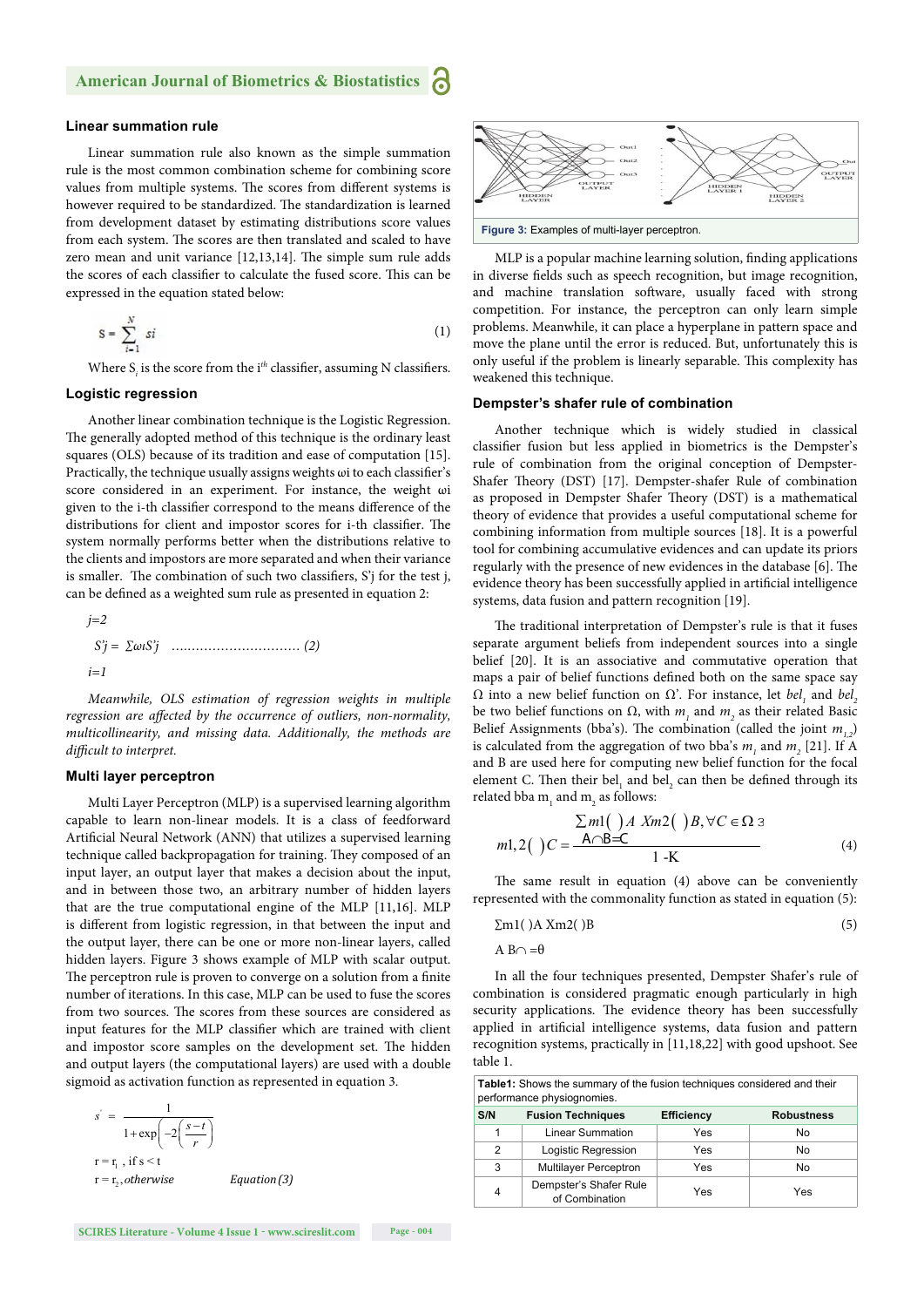### Linear summation rule

Linear summation rule also known as the simple summation rule is the most common combination scheme for combining score values from multiple systems. The scores from different systems is however required to be standardized. The standardization is learned from development dataset by estimating distributions score values from each system. The scores are then translated and scaled to have zero mean and unit variance [12,13,14]. The simple sum rule adds the scores of each classifier to calculate the fused score. This can be expressed in the equation stated below:

$$S = \sum_{i=1}^{N} si \tag{1}$$

Where $S_i$ is the score from the $i^{th}$ classifier, assuming N classifiers.

### Logistic regression

Another linear combination technique is the Logistic Regression. The generally adopted method of this technique is the ordinary least squares (OLS) because of its tradition and ease of computation [15]. Practically, the technique usually assigns weights ωi to each classifier's score considered in an experiment. For instance, the weight ωi given to the i-th classifier correspond to the means difference of the distributions for client and impostor scores for i-th classifier. The system normally performs better when the distributions relative to the clients and impostors are more separated and when their variance is smaller. The combination of such two classifiers, S'j for the test j, can be defined as a weighted sum rule as presented in equation 2:

$$S'j = \sum_{i=1}^{j=2} \omega_i S'j \quad \ldots\ldots\ldots\ldots\ldots\ldots\ldots\ldots\ldots (2)$$

*Meanwhile, OLS estimation of regression weights in multiple regression are affected by the occurrence of outliers, non-normality, multicollinearity, and missing data. Additionally, the methods are difficult to interpret.*

### Multi layer perceptron

Multi Layer Perceptron (MLP) is a supervised learning algorithm capable to learn non-linear models. It is a class of feedforward Artificial Neural Network (ANN) that utilizes a supervised learning technique called backpropagation for training. They composed of an input layer, an output layer that makes a decision about the input, and in between those two, an arbitrary number of hidden layers that are the true computational engine of the MLP [11,16]. MLP is different from logistic regression, in that between the input and the output layer, there can be one or more non-linear layers, called hidden layers. Figure 3 shows example of MLP with scalar output. The perceptron rule is proven to converge on a solution from a finite number of iterations. In this case, MLP can be used to fuse the scores from two sources. The scores from these sources are considered as input features for the MLP classifier which are trained with client and impostor score samples on the development set. The hidden and output layers (the computational layers) are used with a double sigmoid as activation function as represented in equation 3.

$$s' = \frac{1}{1+\exp\left(-2\left(\frac{s-t}{r}\right)\right)}$$

$r = r_1$ , if $s < t$

$r = r_2$, *otherwise* *Equation (3)*

**Figure 3:** Examples of multi-layer perceptron.

MLP is a popular machine learning solution, finding applications in diverse fields such as speech recognition, but image recognition, and machine translation software, usually faced with strong competition. For instance, the perceptron can only learn simple problems. Meanwhile, it can place a hyperplane in pattern space and move the plane until the error is reduced. But, unfortunately this is only useful if the problem is linearly separable. This complexity has weakened this technique.

### Dempster's shafer rule of combination

Another technique which is widely studied in classical classifier fusion but less applied in biometrics is the Dempster's rule of combination from the original conception of Dempster-Shafer Theory (DST) [17]. Dempster-shafer Rule of combination as proposed in Dempster Shafer Theory (DST) is a mathematical theory of evidence that provides a useful combination scheme for combining information from multiple sources [18]. It is a powerful tool for combining accumulative evidences and can update its priors regularly with the presence of new evidences in the database [6]. The evidence theory has been successfully applied in artificial intelligence systems, data fusion and pattern recognition [19].

The traditional interpretation of Dempster's rule is that it fuses separate argument beliefs from independent sources into a single belief [20]. It is an associative and commutative operation that maps a pair of belief functions defined both on the same space say Ω into a new belief function on Ω'. For instance, let $bel_1$ and $bel_2$ be two belief functions on Ω, with $m_1$ and $m_2$ as their related Basic Belief Assignments (bba's). The combination (called the joint $m_{1,2}$) is calculated from the aggregation of two bba's $m_1$ and $m_2$ [21]. If A and B are used here for computing new belief function for the focal element C. Then their $bel_1$ and $bel_2$ can then be defined through its related bba $m_1$ and $m_2$ as follows:

$$m1,2(\,)C = \frac{\sum_{A \cap B = C} m1(\,)A\ Xm2(\,)B, \forall C \in \Omega \ni}{1 \text{ -K}} \tag{4}$$

The same result in equation (4) above can be conveniently represented with the commonality function as stated in equation (5):

$$\sum m1(\,)A\ Xm2(\,)B \tag{5}$$

$A\ B \cap = \theta$

In all the four techniques presented, Dempster Shafer's rule of combination is considered pragmatic enough particularly in high security applications. The evidence theory has been successfully applied in artificial intelligence systems, data fusion and pattern recognition systems, practically in [11,18,22] with good upshoot. See table 1.

**Table1:** Shows the summary of the fusion techniques considered and their performance physiognomies.

| S/N | Fusion Techniques | Efficiency | Robustness |
|---|---|---|---|
| 1 | Linear Summation | Yes | No |
| 2 | Logistic Regression | Yes | No |
| 3 | Multilayer Perceptron | Yes | No |
| 4 | Dempster's Shafer Rule of Combination | Yes | Yes |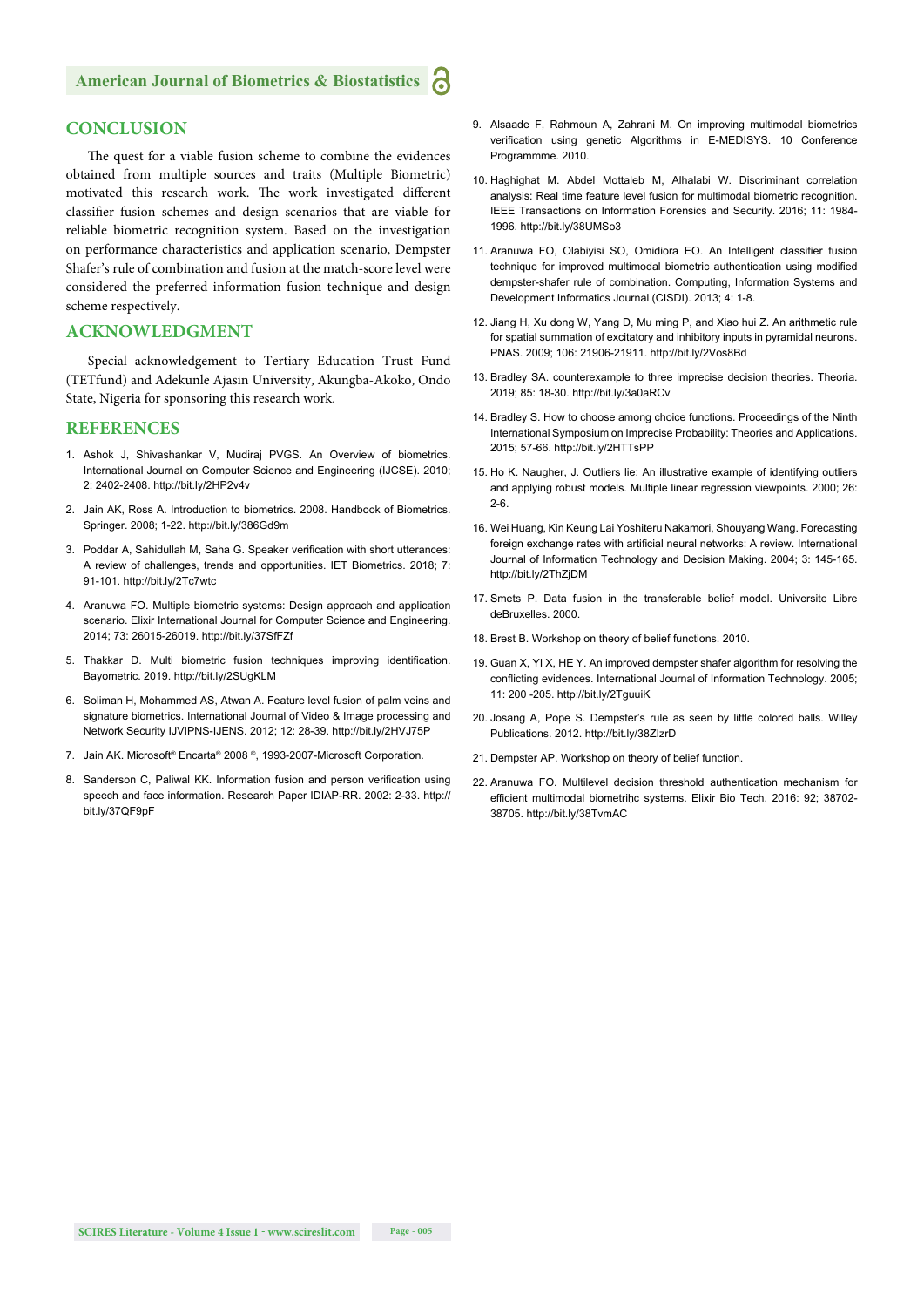## CONCLUSION

The quest for a viable fusion scheme to combine the evidences obtained from multiple sources and traits (Multiple Biometric) motivated this research work. The work investigated different classifier fusion schemes and design scenarios that are viable for reliable biometric recognition system. Based on the investigation on performance characteristics and application scenario, Dempster Shafer's rule of combination and fusion at the match-score level were considered the preferred information fusion technique and design scheme respectively.

## ACKNOWLEDGMENT

Special acknowledgement to Tertiary Education Trust Fund (TETfund) and Adekunle Ajasin University, Akungba-Akoko, Ondo State, Nigeria for sponsoring this research work.

## REFERENCES

1. Ashok J, Shivashankar V, Mudiraj PVGS. An Overview of biometrics. International Journal on Computer Science and Engineering (IJCSE). 2010; 2: 2402-2408. http://bit.ly/2HP2v4v
2. Jain AK, Ross A. Introduction to biometrics. 2008. Handbook of Biometrics. Springer. 2008; 1-22. http://bit.ly/386Gd9m
3. Poddar A, Sahidullah M, Saha G. Speaker verification with short utterances: A review of challenges, trends and opportunities. IET Biometrics. 2018; 7: 91-101. http://bit.ly/2Tc7wtc
4. Aranuwa FO. Multiple biometric systems: Design approach and application scenario. Elixir International Journal for Computer Science and Engineering. 2014; 73: 26015-26019. http://bit.ly/37SfFZf
5. Thakkar D. Multi biometric fusion techniques improving identification. Bayometric. 2019. http://bit.ly/2SUgKLM
6. Soliman H, Mohammed AS, Atwan A. Feature level fusion of palm veins and signature biometrics. International Journal of Video & Image processing and Network Security IJVIPNS-IJENS. 2012; 12: 28-39. http://bit.ly/2HVJ75P
7. Jain AK. Microsoft® Encarta® 2008 ©, 1993-2007-Microsoft Corporation.
8. Sanderson C, Paliwal KK. Information fusion and person verification using speech and face information. Research Paper IDIAP-RR. 2002: 2-33. http://bit.ly/37QF9pF
9. Alsaade F, Rahmoun A, Zahrani M. On improving multimodal biometrics verification using genetic Algorithms in E-MEDISYS. 10 Conference Programmme. 2010.
10. Haghighat M. Abdel Mottaleb M, Alhalabi W. Discriminant correlation analysis: Real time feature level fusion for multimodal biometric recognition. IEEE Transactions on Information Forensics and Security. 2016; 11: 1984-1996. http://bit.ly/38UMSo3
11. Aranuwa FO, Olabiyisi SO, Omidiora EO. An Intelligent classifier fusion technique for improved multimodal biometric authentication using modified dempster-shafer rule of combination. Computing, Information Systems and Development Informatics Journal (CISDI). 2013; 4: 1-8.
12. Jiang H, Xu dong W, Yang D, Mu ming P, and Xiao hui Z. An arithmetic rule for spatial summation of excitatory and inhibitory inputs in pyramidal neurons. PNAS. 2009; 106: 21906-21911. http://bit.ly/2Vos8Bd
13. Bradley SA. counterexample to three imprecise decision theories. Theoria. 2019; 85: 18-30. http://bit.ly/3a0aRCv
14. Bradley S. How to choose among choice functions. Proceedings of the Ninth International Symposium on Imprecise Probability: Theories and Applications. 2015; 57-66. http://bit.ly/2HTTsPP
15. Ho K. Naugher, J. Outliers lie: An illustrative example of identifying outliers and applying robust models. Multiple linear regression viewpoints. 2000; 26: 2-6.
16. Wei Huang, Kin Keung Lai Yoshiteru Nakamori, Shouyang Wang. Forecasting foreign exchange rates with artificial neural networks: A review. International Journal of Information Technology and Decision Making. 2004; 3: 145-165. http://bit.ly/2ThZjDM
17. Smets P. Data fusion in the transferable belief model. Universite Libre deBruxelles. 2000.
18. Brest B. Workshop on theory of belief functions. 2010.
19. Guan X, YI X, HE Y. An improved dempster shafer algorithm for resolving the conflicting evidences. International Journal of Information Technology. 2005; 11: 200 -205. http://bit.ly/2TguuiK
20. Josang A, Pope S. Dempster's rule as seen by little colored balls. Willey Publications. 2012. http://bit.ly/38ZIzrD
21. Dempster AP. Workshop on theory of belief function.
22. Aranuwa FO. Multilevel decision threshold authentication mechanism for efficient multimodal biometrihc systems. Elixir Bio Tech. 2016: 92; 38702-38705. http://bit.ly/38TvmAC